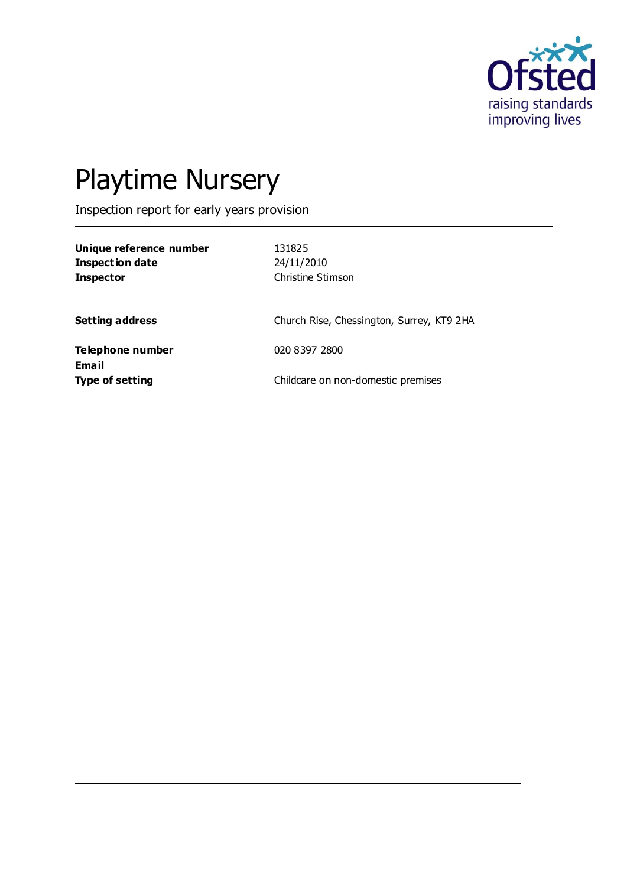# Playtime Nursery

Inspection report for early years provision

| | |
|---|---|
| **Unique reference number** | 131825 |
| **Inspection date** | 24/11/2010 |
| **Inspector** | Christine Stimson |
| | |
| **Setting address** | Church Rise, Chessington, Surrey, KT9 2HA |
| | |
| **Telephone number** | 020 8397 2800 |
| **Email** | |
| **Type of setting** | Childcare on non-domestic premises |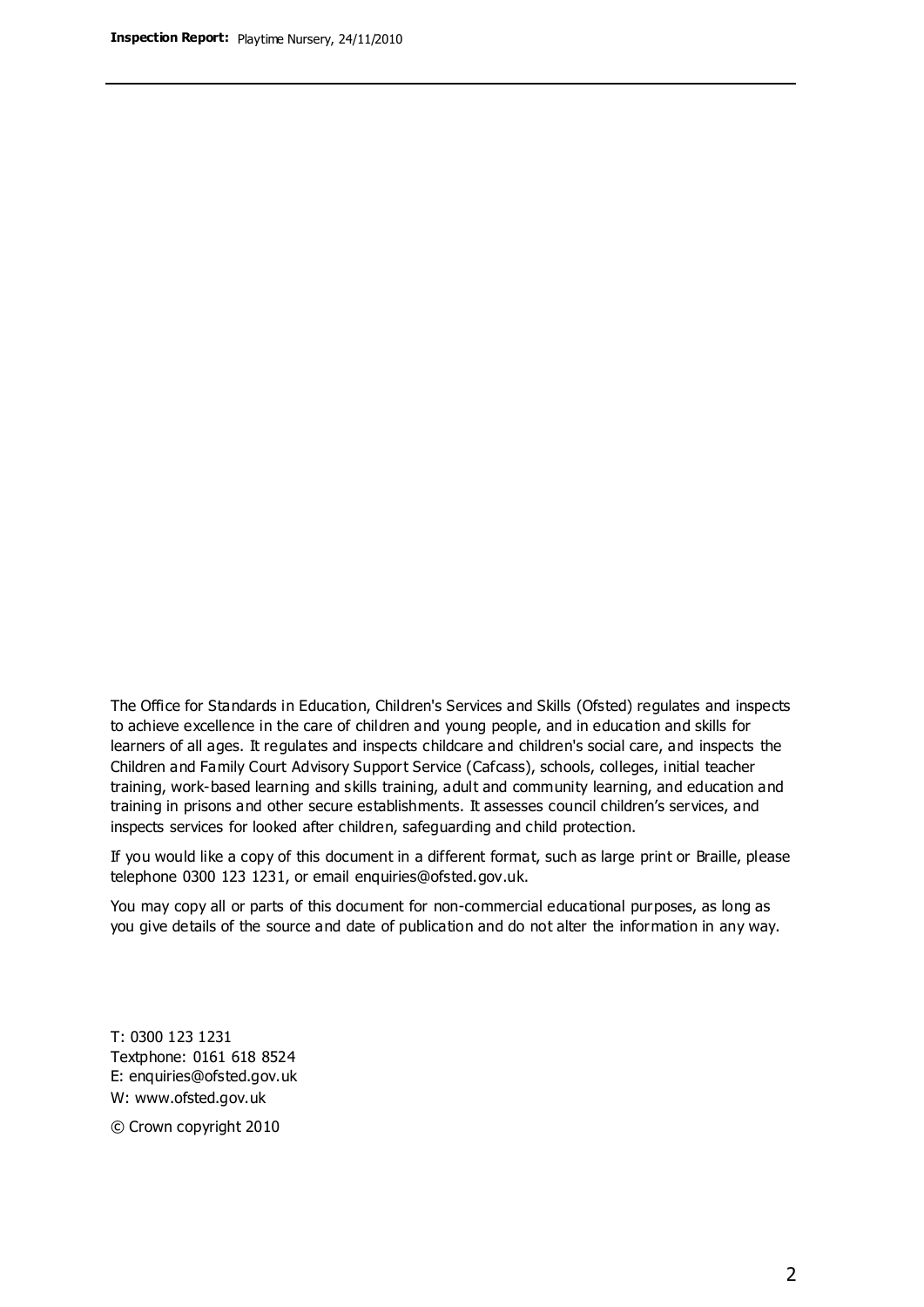The Office for Standards in Education, Children's Services and Skills (Ofsted) regulates and inspects to achieve excellence in the care of children and young people, and in education and skills for learners of all ages. It regulates and inspects childcare and children's social care, and inspects the Children and Family Court Advisory Support Service (Cafcass), schools, colleges, initial teacher training, work-based learning and skills training, adult and community learning, and education and training in prisons and other secure establishments. It assesses council children's services, and inspects services for looked after children, safeguarding and child protection.

If you would like a copy of this document in a different format, such as large print or Braille, please telephone 0300 123 1231, or email enquiries@ofsted.gov.uk.

You may copy all or parts of this document for non-commercial educational purposes, as long as you give details of the source and date of publication and do not alter the information in any way.

T: 0300 123 1231
Textphone: 0161 618 8524
E: enquiries@ofsted.gov.uk
W: www.ofsted.gov.uk

© Crown copyright 2010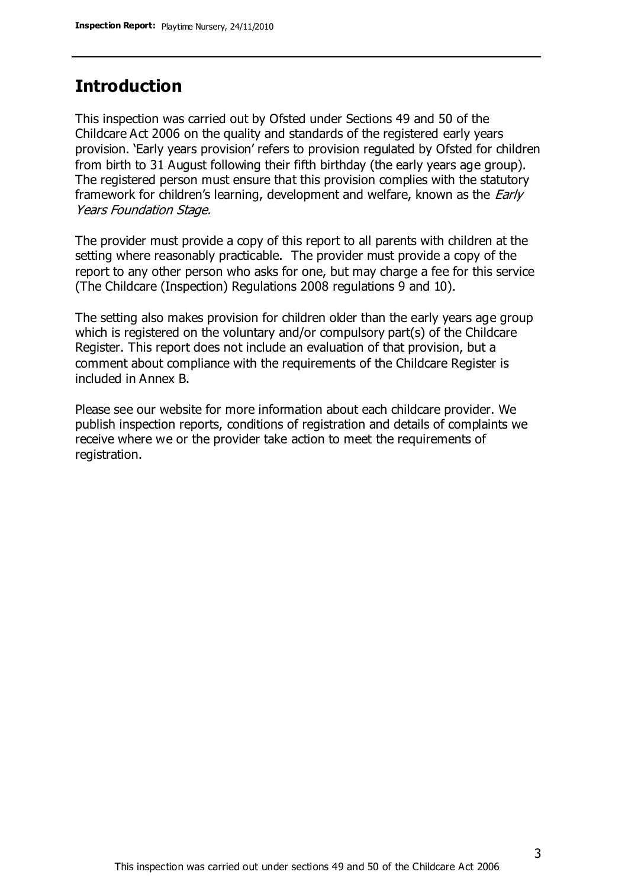## Introduction

This inspection was carried out by Ofsted under Sections 49 and 50 of the Childcare Act 2006 on the quality and standards of the registered early years provision. 'Early years provision' refers to provision regulated by Ofsted for children from birth to 31 August following their fifth birthday (the early years age group). The registered person must ensure that this provision complies with the statutory framework for children's learning, development and welfare, known as the *Early Years Foundation Stage.*

The provider must provide a copy of this report to all parents with children at the setting where reasonably practicable. The provider must provide a copy of the report to any other person who asks for one, but may charge a fee for this service (The Childcare (Inspection) Regulations 2008 regulations 9 and 10).

The setting also makes provision for children older than the early years age group which is registered on the voluntary and/or compulsory part(s) of the Childcare Register. This report does not include an evaluation of that provision, but a comment about compliance with the requirements of the Childcare Register is included in Annex B.

Please see our website for more information about each childcare provider. We publish inspection reports, conditions of registration and details of complaints we receive where we or the provider take action to meet the requirements of registration.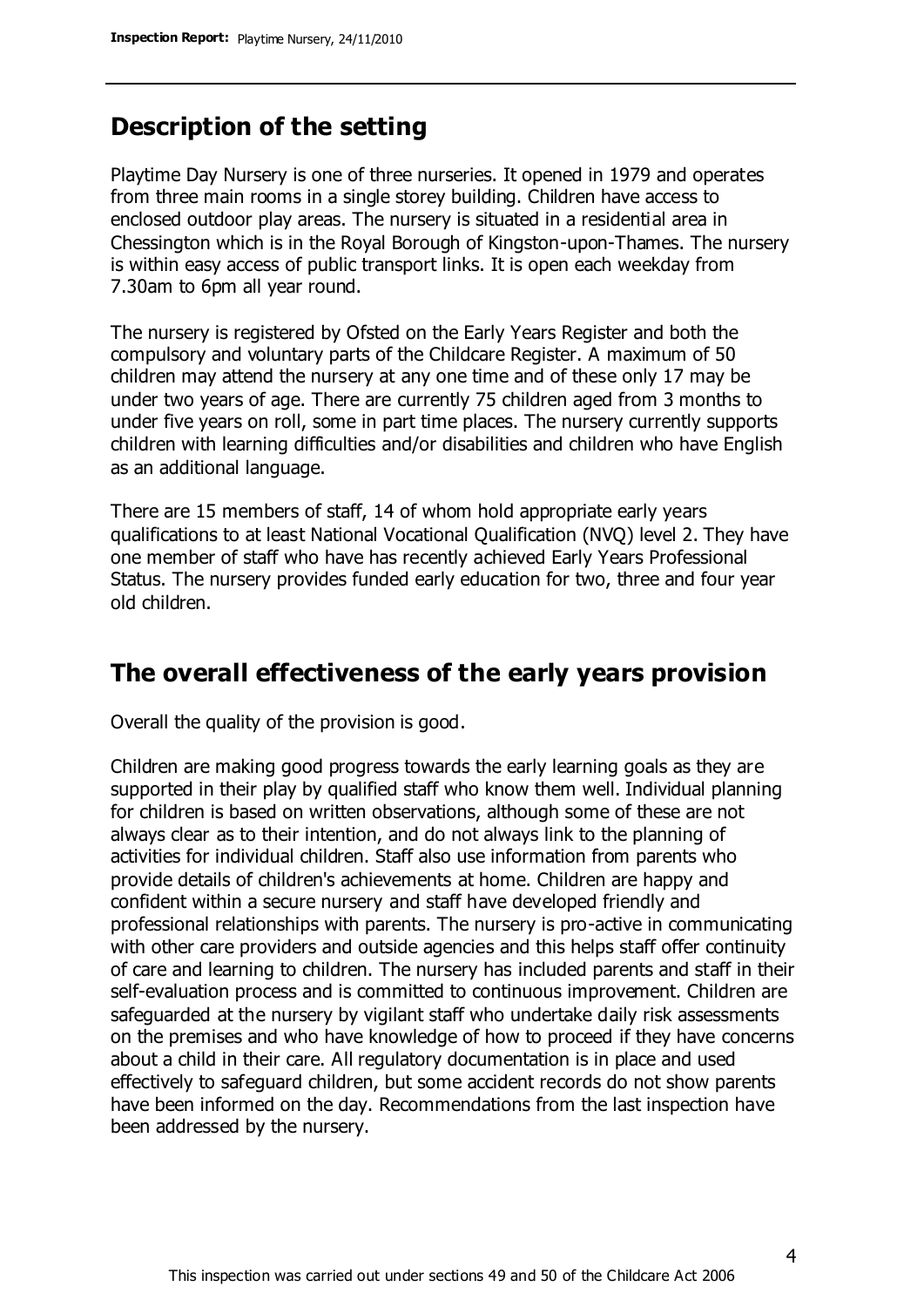## Description of the setting

Playtime Day Nursery is one of three nurseries. It opened in 1979 and operates from three main rooms in a single storey building. Children have access to enclosed outdoor play areas. The nursery is situated in a residential area in Chessington which is in the Royal Borough of Kingston-upon-Thames. The nursery is within easy access of public transport links. It is open each weekday from 7.30am to 6pm all year round.

The nursery is registered by Ofsted on the Early Years Register and both the compulsory and voluntary parts of the Childcare Register. A maximum of 50 children may attend the nursery at any one time and of these only 17 may be under two years of age. There are currently 75 children aged from 3 months to under five years on roll, some in part time places. The nursery currently supports children with learning difficulties and/or disabilities and children who have English as an additional language.

There are 15 members of staff, 14 of whom hold appropriate early years qualifications to at least National Vocational Qualification (NVQ) level 2. They have one member of staff who have has recently achieved Early Years Professional Status. The nursery provides funded early education for two, three and four year old children.

## The overall effectiveness of the early years provision

Overall the quality of the provision is good.

Children are making good progress towards the early learning goals as they are supported in their play by qualified staff who know them well. Individual planning for children is based on written observations, although some of these are not always clear as to their intention, and do not always link to the planning of activities for individual children. Staff also use information from parents who provide details of children's achievements at home. Children are happy and confident within a secure nursery and staff have developed friendly and professional relationships with parents. The nursery is pro-active in communicating with other care providers and outside agencies and this helps staff offer continuity of care and learning to children. The nursery has included parents and staff in their self-evaluation process and is committed to continuous improvement. Children are safeguarded at the nursery by vigilant staff who undertake daily risk assessments on the premises and who have knowledge of how to proceed if they have concerns about a child in their care. All regulatory documentation is in place and used effectively to safeguard children, but some accident records do not show parents have been informed on the day. Recommendations from the last inspection have been addressed by the nursery.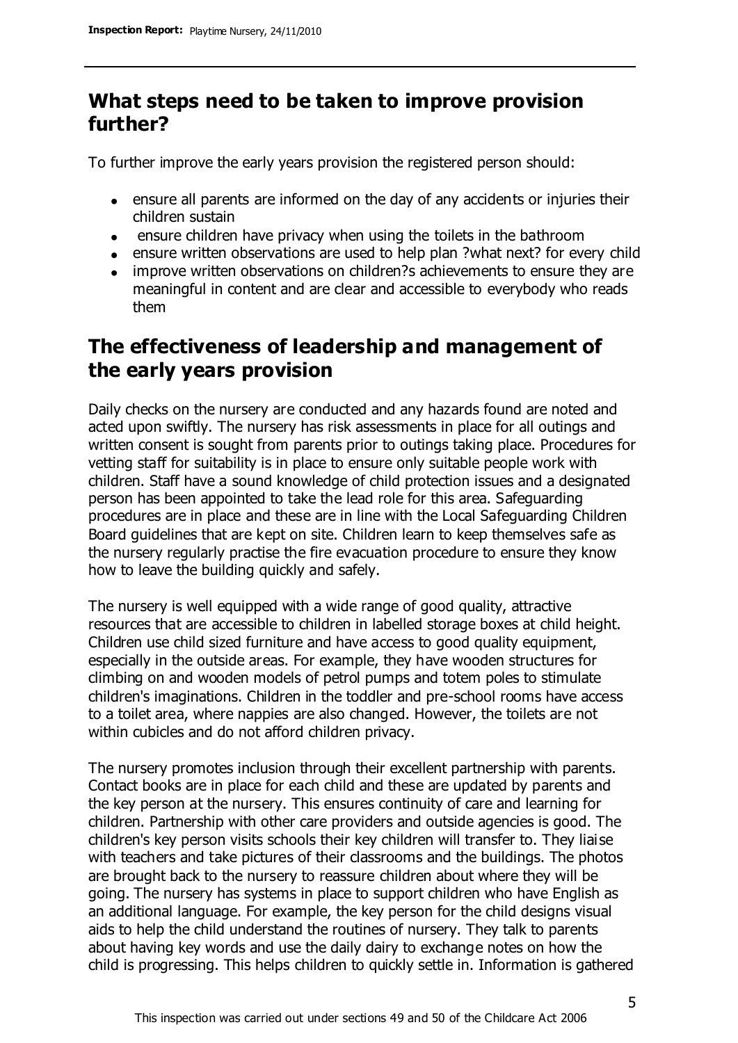## What steps need to be taken to improve provision further?

To further improve the early years provision the registered person should:

- ensure all parents are informed on the day of any accidents or injuries their children sustain
- ensure children have privacy when using the toilets in the bathroom
- ensure written observations are used to help plan ?what next? for every child
- improve written observations on children?s achievements to ensure they are meaningful in content and are clear and accessible to everybody who reads them

## The effectiveness of leadership and management of the early years provision

Daily checks on the nursery are conducted and any hazards found are noted and acted upon swiftly. The nursery has risk assessments in place for all outings and written consent is sought from parents prior to outings taking place. Procedures for vetting staff for suitability is in place to ensure only suitable people work with children. Staff have a sound knowledge of child protection issues and a designated person has been appointed to take the lead role for this area. Safeguarding procedures are in place and these are in line with the Local Safeguarding Children Board guidelines that are kept on site. Children learn to keep themselves safe as the nursery regularly practise the fire evacuation procedure to ensure they know how to leave the building quickly and safely.

The nursery is well equipped with a wide range of good quality, attractive resources that are accessible to children in labelled storage boxes at child height. Children use child sized furniture and have access to good quality equipment, especially in the outside areas. For example, they have wooden structures for climbing on and wooden models of petrol pumps and totem poles to stimulate children's imaginations. Children in the toddler and pre-school rooms have access to a toilet area, where nappies are also changed. However, the toilets are not within cubicles and do not afford children privacy.

The nursery promotes inclusion through their excellent partnership with parents. Contact books are in place for each child and these are updated by parents and the key person at the nursery. This ensures continuity of care and learning for children. Partnership with other care providers and outside agencies is good. The children's key person visits schools their key children will transfer to. They liaise with teachers and take pictures of their classrooms and the buildings. The photos are brought back to the nursery to reassure children about where they will be going. The nursery has systems in place to support children who have English as an additional language. For example, the key person for the child designs visual aids to help the child understand the routines of nursery. They talk to parents about having key words and use the daily dairy to exchange notes on how the child is progressing. This helps children to quickly settle in. Information is gathered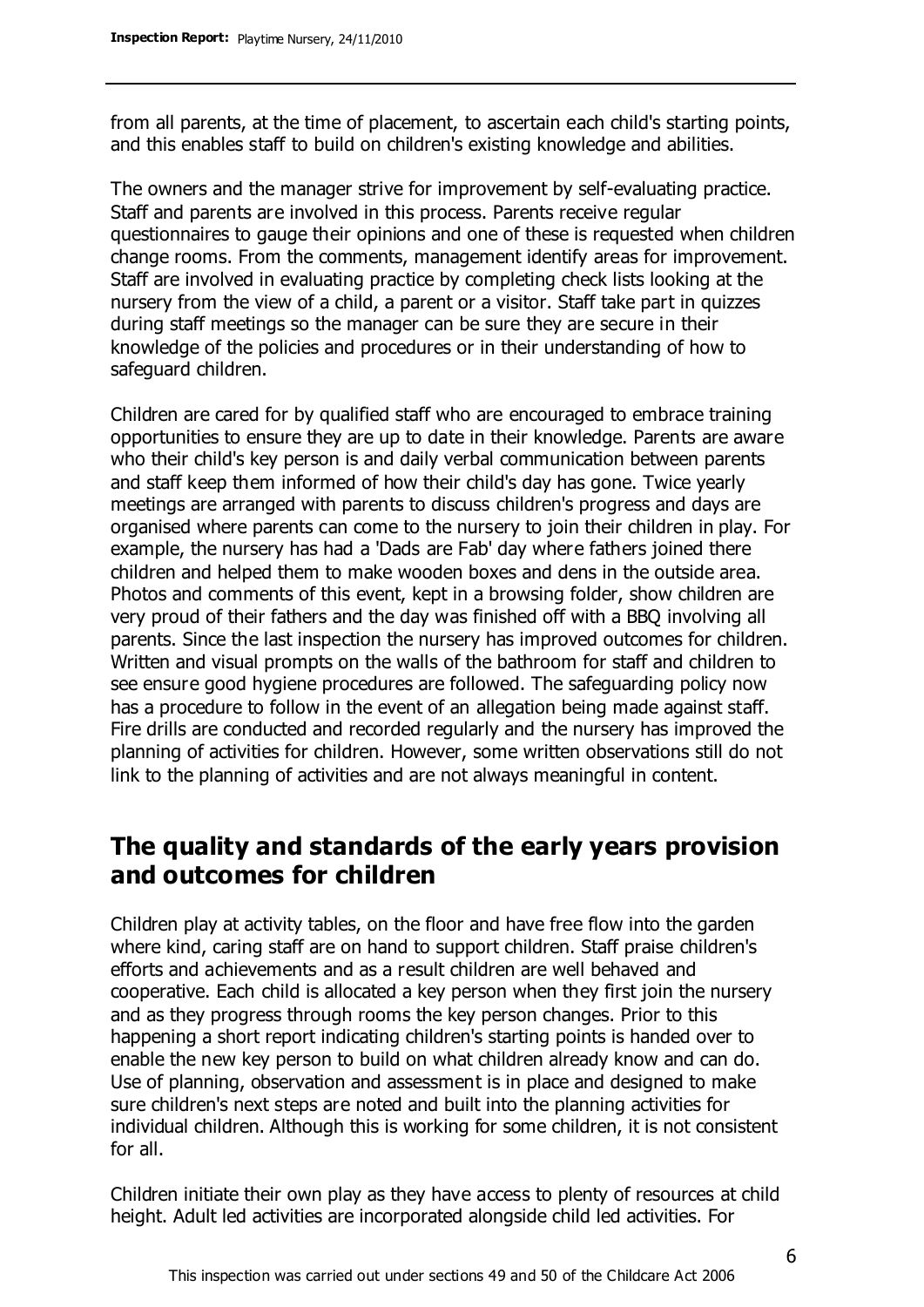from all parents, at the time of placement, to ascertain each child's starting points, and this enables staff to build on children's existing knowledge and abilities.

The owners and the manager strive for improvement by self-evaluating practice. Staff and parents are involved in this process. Parents receive regular questionnaires to gauge their opinions and one of these is requested when children change rooms. From the comments, management identify areas for improvement. Staff are involved in evaluating practice by completing check lists looking at the nursery from the view of a child, a parent or a visitor. Staff take part in quizzes during staff meetings so the manager can be sure they are secure in their knowledge of the policies and procedures or in their understanding of how to safeguard children.

Children are cared for by qualified staff who are encouraged to embrace training opportunities to ensure they are up to date in their knowledge. Parents are aware who their child's key person is and daily verbal communication between parents and staff keep them informed of how their child's day has gone. Twice yearly meetings are arranged with parents to discuss children's progress and days are organised where parents can come to the nursery to join their children in play. For example, the nursery has had a 'Dads are Fab' day where fathers joined there children and helped them to make wooden boxes and dens in the outside area. Photos and comments of this event, kept in a browsing folder, show children are very proud of their fathers and the day was finished off with a BBQ involving all parents. Since the last inspection the nursery has improved outcomes for children. Written and visual prompts on the walls of the bathroom for staff and children to see ensure good hygiene procedures are followed. The safeguarding policy now has a procedure to follow in the event of an allegation being made against staff. Fire drills are conducted and recorded regularly and the nursery has improved the planning of activities for children. However, some written observations still do not link to the planning of activities and are not always meaningful in content.

## The quality and standards of the early years provision and outcomes for children

Children play at activity tables, on the floor and have free flow into the garden where kind, caring staff are on hand to support children. Staff praise children's efforts and achievements and as a result children are well behaved and cooperative. Each child is allocated a key person when they first join the nursery and as they progress through rooms the key person changes. Prior to this happening a short report indicating children's starting points is handed over to enable the new key person to build on what children already know and can do. Use of planning, observation and assessment is in place and designed to make sure children's next steps are noted and built into the planning activities for individual children. Although this is working for some children, it is not consistent for all.

Children initiate their own play as they have access to plenty of resources at child height. Adult led activities are incorporated alongside child led activities. For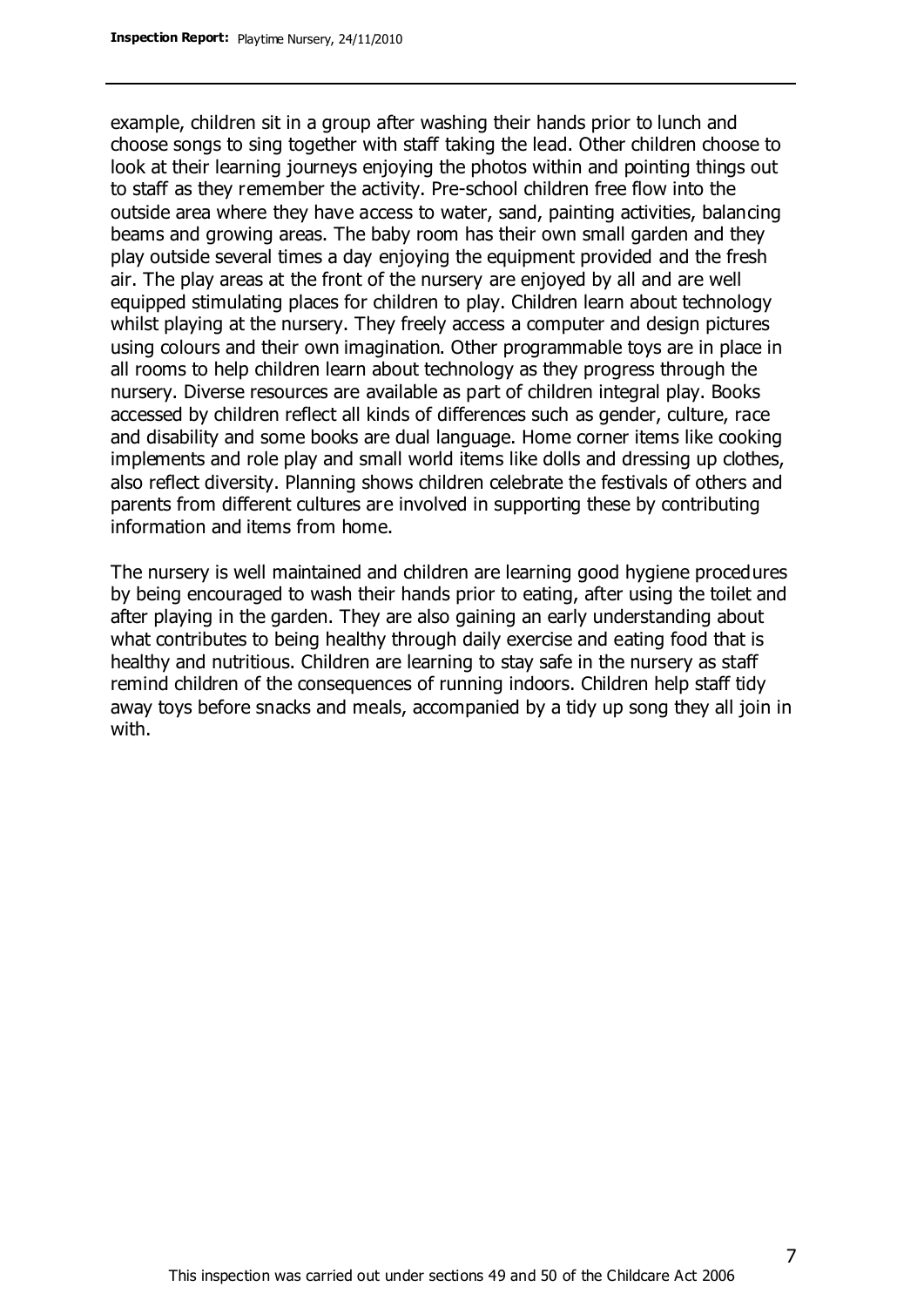example, children sit in a group after washing their hands prior to lunch and choose songs to sing together with staff taking the lead. Other children choose to look at their learning journeys enjoying the photos within and pointing things out to staff as they remember the activity. Pre-school children free flow into the outside area where they have access to water, sand, painting activities, balancing beams and growing areas. The baby room has their own small garden and they play outside several times a day enjoying the equipment provided and the fresh air. The play areas at the front of the nursery are enjoyed by all and are well equipped stimulating places for children to play. Children learn about technology whilst playing at the nursery. They freely access a computer and design pictures using colours and their own imagination. Other programmable toys are in place in all rooms to help children learn about technology as they progress through the nursery. Diverse resources are available as part of children integral play. Books accessed by children reflect all kinds of differences such as gender, culture, race and disability and some books are dual language. Home corner items like cooking implements and role play and small world items like dolls and dressing up clothes, also reflect diversity. Planning shows children celebrate the festivals of others and parents from different cultures are involved in supporting these by contributing information and items from home.

The nursery is well maintained and children are learning good hygiene procedures by being encouraged to wash their hands prior to eating, after using the toilet and after playing in the garden. They are also gaining an early understanding about what contributes to being healthy through daily exercise and eating food that is healthy and nutritious. Children are learning to stay safe in the nursery as staff remind children of the consequences of running indoors. Children help staff tidy away toys before snacks and meals, accompanied by a tidy up song they all join in with.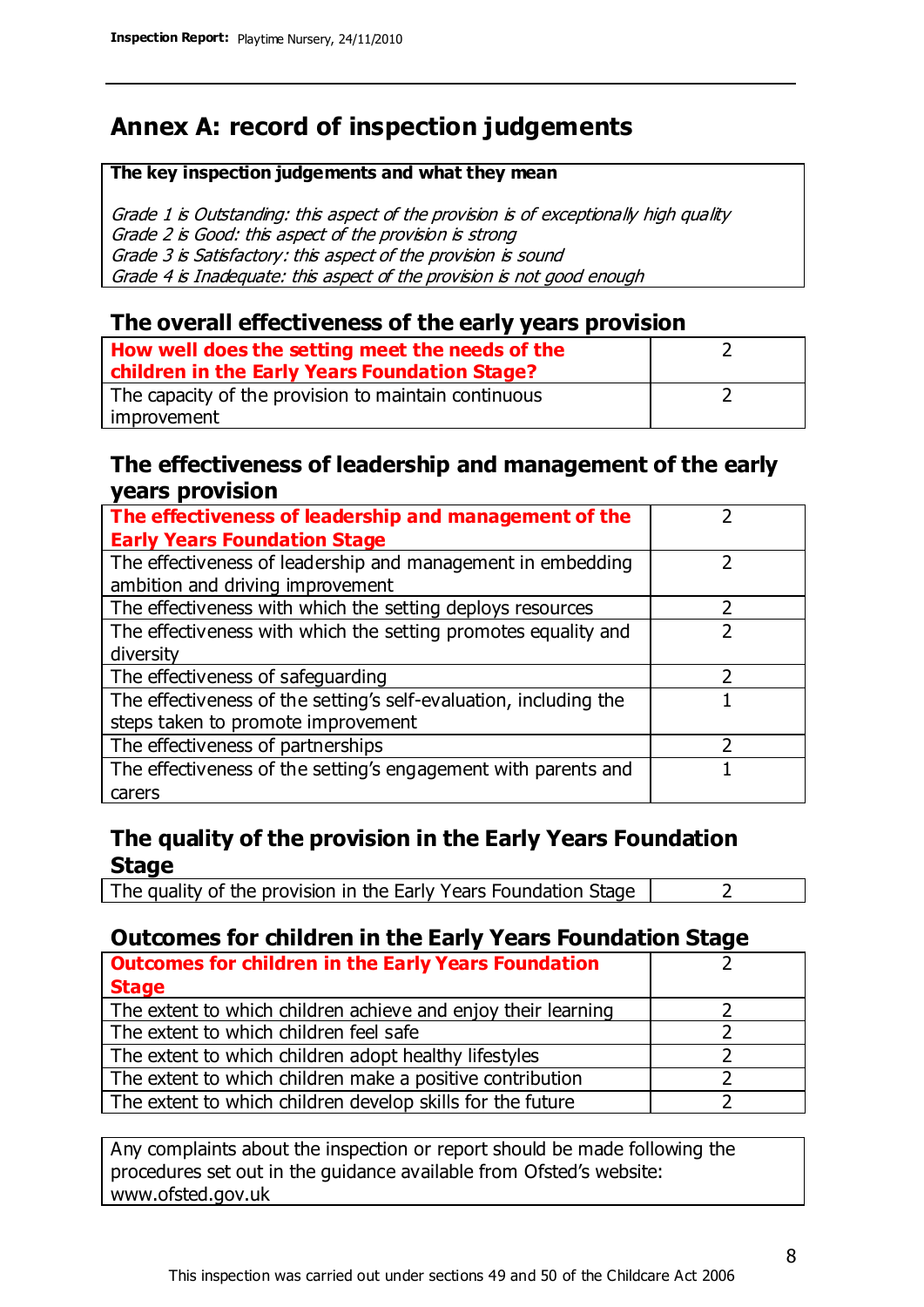# Annex A: record of inspection judgements

**The key inspection judgements and what they mean**

*Grade 1 is Outstanding: this aspect of the provision is of exceptionally high quality*
*Grade 2 is Good: this aspect of the provision is strong*
*Grade 3 is Satisfactory: this aspect of the provision is sound*
*Grade 4 is Inadequate: this aspect of the provision is not good enough*

## The overall effectiveness of the early years provision

| | |
|---|---|
| **How well does the setting meet the needs of the children in the Early Years Foundation Stage?** | 2 |
| The capacity of the provision to maintain continuous improvement | 2 |

## The effectiveness of leadership and management of the early years provision

| | |
|---|---|
| **The effectiveness of leadership and management of the Early Years Foundation Stage** | 2 |
| The effectiveness of leadership and management in embedding ambition and driving improvement | 2 |
| The effectiveness with which the setting deploys resources | 2 |
| The effectiveness with which the setting promotes equality and diversity | 2 |
| The effectiveness of safeguarding | 2 |
| The effectiveness of the setting's self-evaluation, including the steps taken to promote improvement | 1 |
| The effectiveness of partnerships | 2 |
| The effectiveness of the setting's engagement with parents and carers | 1 |

## The quality of the provision in the Early Years Foundation Stage

| | |
|---|---|
| The quality of the provision in the Early Years Foundation Stage | 2 |

## Outcomes for children in the Early Years Foundation Stage

| | |
|---|---|
| **Outcomes for children in the Early Years Foundation Stage** | 2 |
| The extent to which children achieve and enjoy their learning | 2 |
| The extent to which children feel safe | 2 |
| The extent to which children adopt healthy lifestyles | 2 |
| The extent to which children make a positive contribution | 2 |
| The extent to which children develop skills for the future | 2 |

Any complaints about the inspection or report should be made following the procedures set out in the guidance available from Ofsted's website: www.ofsted.gov.uk

This inspection was carried out under sections 49 and 50 of the Childcare Act 2006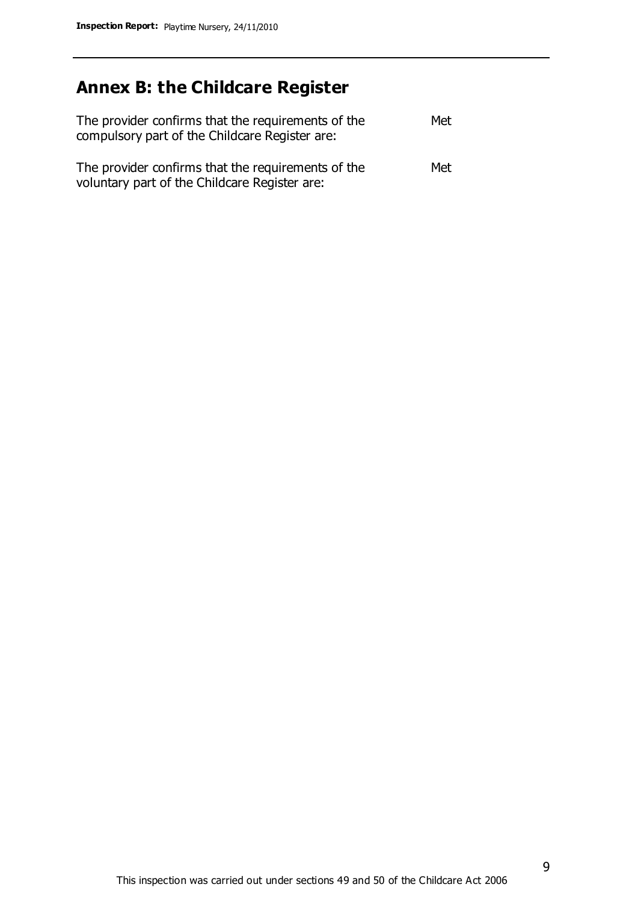## Annex B: the Childcare Register

| | |
|---|---|
| The provider confirms that the requirements of the compulsory part of the Childcare Register are: | Met |
| The provider confirms that the requirements of the voluntary part of the Childcare Register are: | Met |

This inspection was carried out under sections 49 and 50 of the Childcare Act 2006